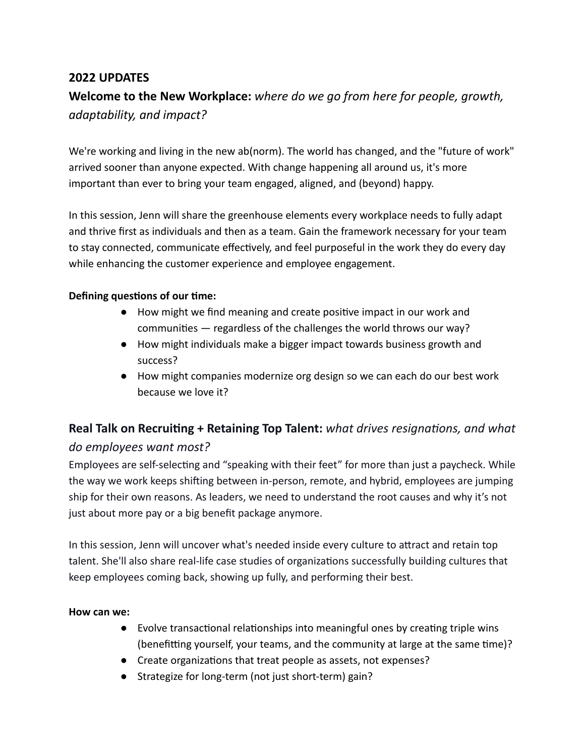## 2022 UPDATES

### **Welcome to the New Workplace:** *where do we go from here for people, growth, adaptability, and impact?*

We're working and living in the new ab(norm). The world has changed, and the "future of work" arrived sooner than anyone expected. With change happening all around us, it's more important than ever to bring your team engaged, aligned, and (beyond) happy.

In this session, Jenn will share the greenhouse elements every workplace needs to fully adapt and thrive first as individuals and then as a team. Gain the framework necessary for your team to stay connected, communicate effectively, and feel purposeful in the work they do every day while enhancing the customer experience and employee engagement.

**Defining questions of our time:**

- How might we find meaning and create positive impact in our work and communities — regardless of the challenges the world throws our way?
- How might individuals make a bigger impact towards business growth and success?
- How might companies modernize org design so we can each do our best work because we love it?

### **Real Talk on Recruiting + Retaining Top Talent:** *what drives resignations, and what do employees want most?*

Employees are self-selecting and "speaking with their feet" for more than just a paycheck. While the way we work keeps shifting between in-person, remote, and hybrid, employees are jumping ship for their own reasons. As leaders, we need to understand the root causes and why it's not just about more pay or a big benefit package anymore.

In this session, Jenn will uncover what's needed inside every culture to attract and retain top talent. She'll also share real-life case studies of organizations successfully building cultures that keep employees coming back, showing up fully, and performing their best.

**How can we:**

- Evolve transactional relationships into meaningful ones by creating triple wins (benefitting yourself, your teams, and the community at large at the same time)?
- Create organizations that treat people as assets, not expenses?
- Strategize for long-term (not just short-term) gain?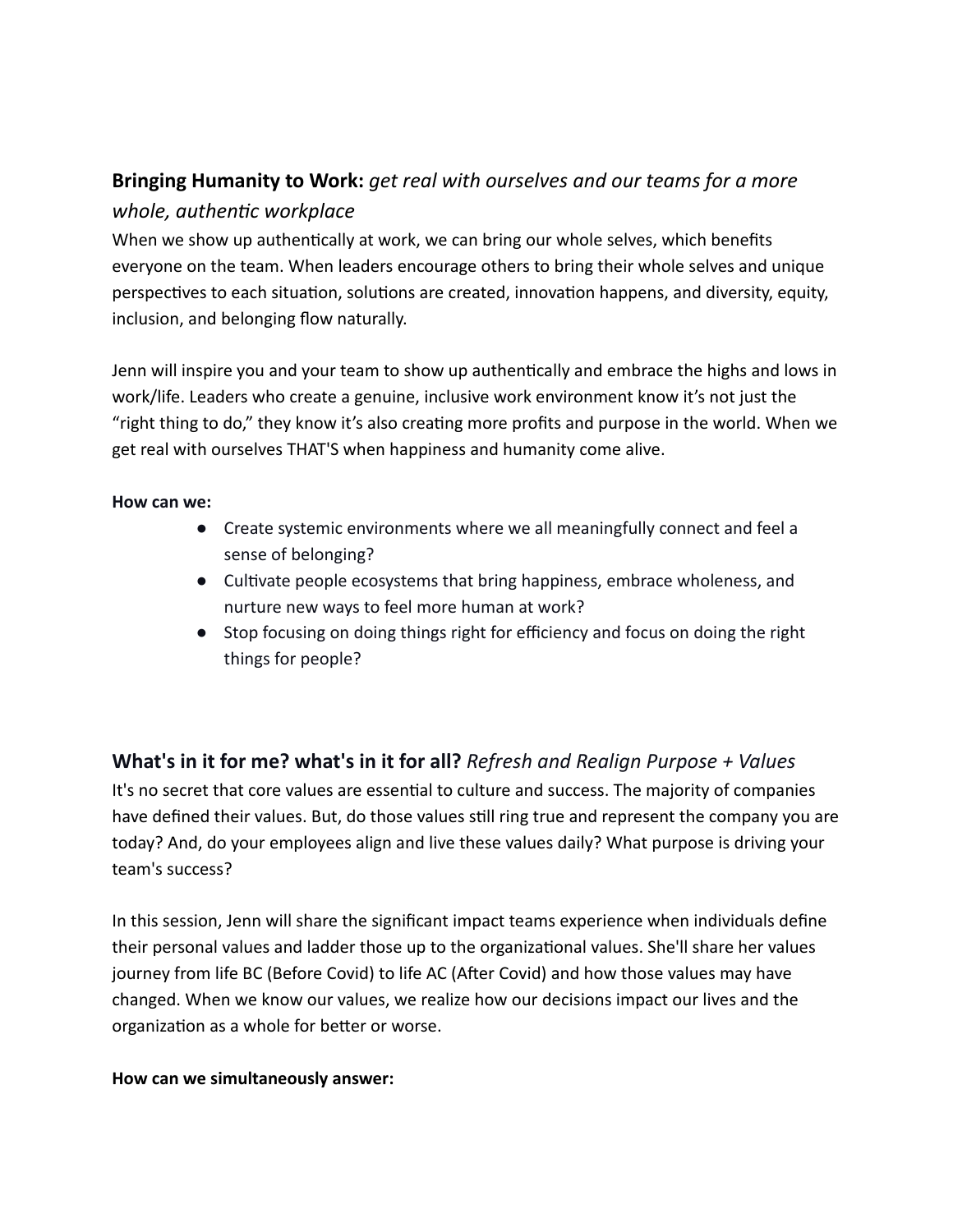## **Bringing Humanity to Work:** *get real with ourselves and our teams for a more whole, authentic workplace*

When we show up authentically at work, we can bring our whole selves, which benefits everyone on the team. When leaders encourage others to bring their whole selves and unique perspectives to each situation, solutions are created, innovation happens, and diversity, equity, inclusion, and belonging flow naturally.

Jenn will inspire you and your team to show up authentically and embrace the highs and lows in work/life. Leaders who create a genuine, inclusive work environment know it's not just the "right thing to do," they know it's also creating more profits and purpose in the world. When we get real with ourselves THAT'S when happiness and humanity come alive.

**How can we:**

- Create systemic environments where we all meaningfully connect and feel a sense of belonging?
- Cultivate people ecosystems that bring happiness, embrace wholeness, and nurture new ways to feel more human at work?
- Stop focusing on doing things right for efficiency and focus on doing the right things for people?

## **What's in it for me? what's in it for all?** *Refresh and Realign Purpose + Values*

It's no secret that core values are essential to culture and success. The majority of companies have defined their values. But, do those values still ring true and represent the company you are today? And, do your employees align and live these values daily? What purpose is driving your team's success?

In this session, Jenn will share the significant impact teams experience when individuals define their personal values and ladder those up to the organizational values. She'll share her values journey from life BC (Before Covid) to life AC (After Covid) and how those values may have changed. When we know our values, we realize how our decisions impact our lives and the organization as a whole for better or worse.

**How can we simultaneously answer:**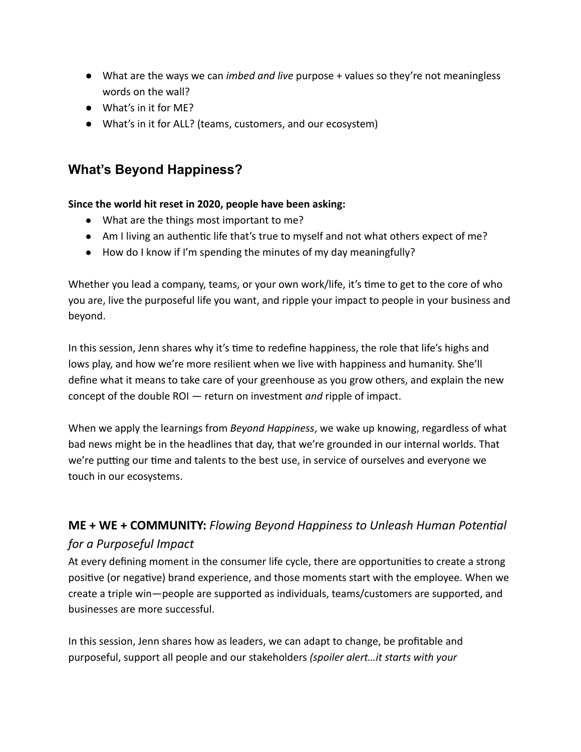- What are the ways we can *imbed and live* purpose + values so they're not meaningless words on the wall?
- What's in it for ME?
- What's in it for ALL? (teams, customers, and our ecosystem)

## What's Beyond Happiness?

**Since the world hit reset in 2020, people have been asking:**

- What are the things most important to me?
- Am I living an authentic life that's true to myself and not what others expect of me?
- How do I know if I'm spending the minutes of my day meaningfully?

Whether you lead a company, teams, or your own work/life, it's time to get to the core of who you are, live the purposeful life you want, and ripple your impact to people in your business and beyond.

In this session, Jenn shares why it's time to redefine happiness, the role that life's highs and lows play, and how we're more resilient when we live with happiness and humanity. She'll define what it means to take care of your greenhouse as you grow others, and explain the new concept of the double ROI — return on investment *and* ripple of impact.

When we apply the learnings from *Beyond Happiness*, we wake up knowing, regardless of what bad news might be in the headlines that day, that we're grounded in our internal worlds. That we're putting our time and talents to the best use, in service of ourselves and everyone we touch in our ecosystems.

## **ME + WE + COMMUNITY:** *Flowing Beyond Happiness to Unleash Human Potential for a Purposeful Impact*

At every defining moment in the consumer life cycle, there are opportunities to create a strong positive (or negative) brand experience, and those moments start with the employee. When we create a triple win—people are supported as individuals, teams/customers are supported, and businesses are more successful.

In this session, Jenn shares how as leaders, we can adapt to change, be profitable and purposeful, support all people and our stakeholders *(spoiler alert…it starts with your*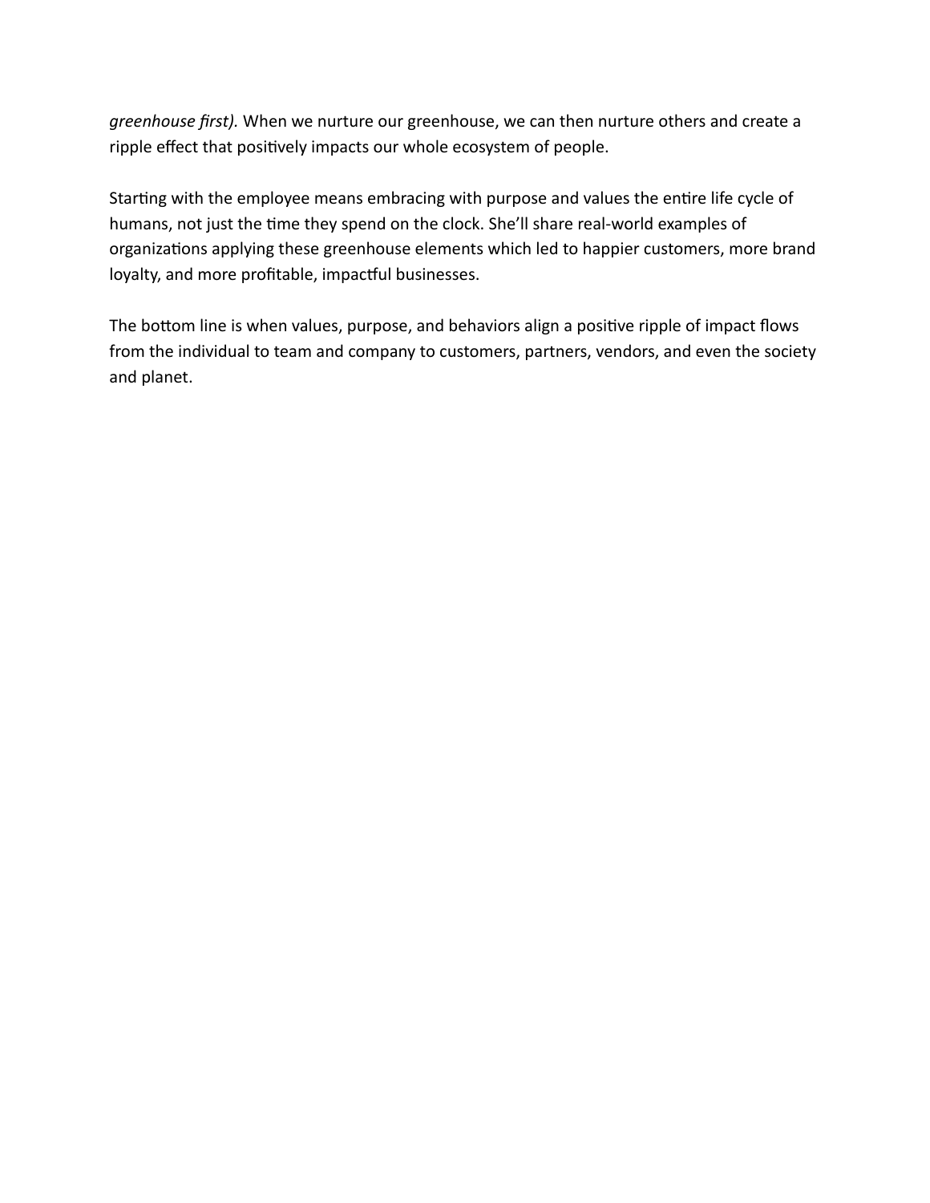*greenhouse first).* When we nurture our greenhouse, we can then nurture others and create a ripple effect that positively impacts our whole ecosystem of people.

Starting with the employee means embracing with purpose and values the entire life cycle of humans, not just the time they spend on the clock. She'll share real-world examples of organizations applying these greenhouse elements which led to happier customers, more brand loyalty, and more profitable, impactful businesses.

The bottom line is when values, purpose, and behaviors align a positive ripple of impact flows from the individual to team and company to customers, partners, vendors, and even the society and planet.